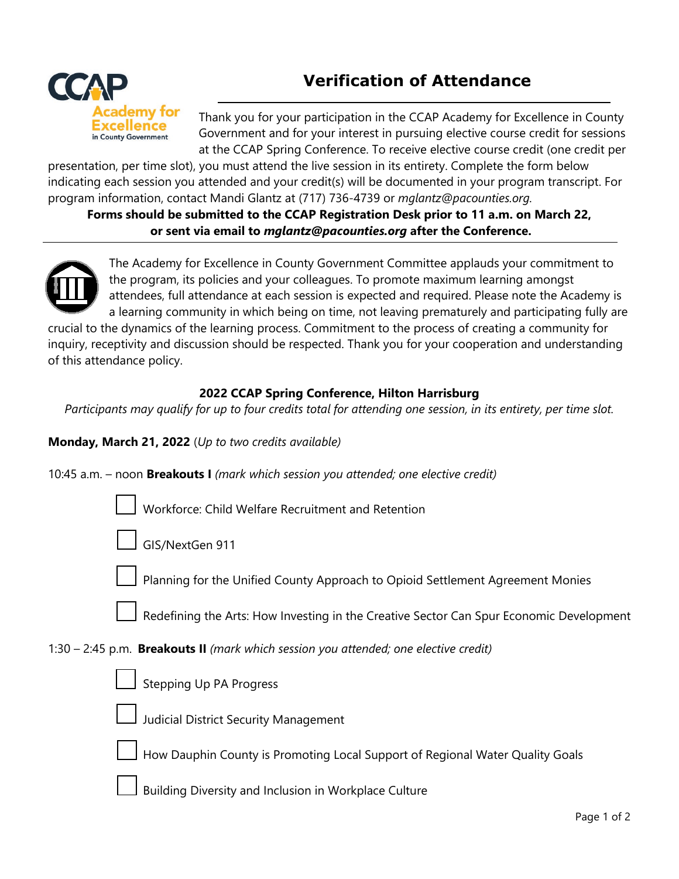# Verification of Attendance

Thank you for your participation in the CCAP Academy for Excellence in County Government and for your interest in pursuing elective course credit for sessions at the CCAP Spring Conference. To receive elective course credit (one credit per presentation, per time slot), you must attend the live session in its entirety. Complete the form below indicating each session you attended and your credit(s) will be documented in your program transcript. For program information, contact Mandi Glantz at (717) 736-4739 or *mglantz@pacounties.org.*

**Forms should be submitted to the CCAP Registration Desk prior to 11 a.m. on March 22, or sent via email to *mglantz@pacounties.org* after the Conference.**

---

The Academy for Excellence in County Government Committee applauds your commitment to the program, its policies and your colleagues. To promote maximum learning amongst attendees, full attendance at each session is expected and required. Please note the Academy is a learning community in which being on time, not leaving prematurely and participating fully are crucial to the dynamics of the learning process. Commitment to the process of creating a community for inquiry, receptivity and discussion should be respected. Thank you for your cooperation and understanding of this attendance policy.

**2022 CCAP Spring Conference, Hilton Harrisburg**

*Participants may qualify for up to four credits total for attending one session, in its entirety, per time slot.*

**Monday, March 21, 2022** (*Up to two credits available)*

10:45 a.m. – noon **Breakouts I** *(mark which session you attended; one elective credit)*

- ☐ Workforce: Child Welfare Recruitment and Retention
- ☐ GIS/NextGen 911
- ☐ Planning for the Unified County Approach to Opioid Settlement Agreement Monies
- ☐ Redefining the Arts: How Investing in the Creative Sector Can Spur Economic Development

1:30 – 2:45 p.m. **Breakouts II** *(mark which session you attended; one elective credit)*

- ☐ Stepping Up PA Progress
- ☐ Judicial District Security Management
- ☐ How Dauphin County is Promoting Local Support of Regional Water Quality Goals
- ☐ Building Diversity and Inclusion in Workplace Culture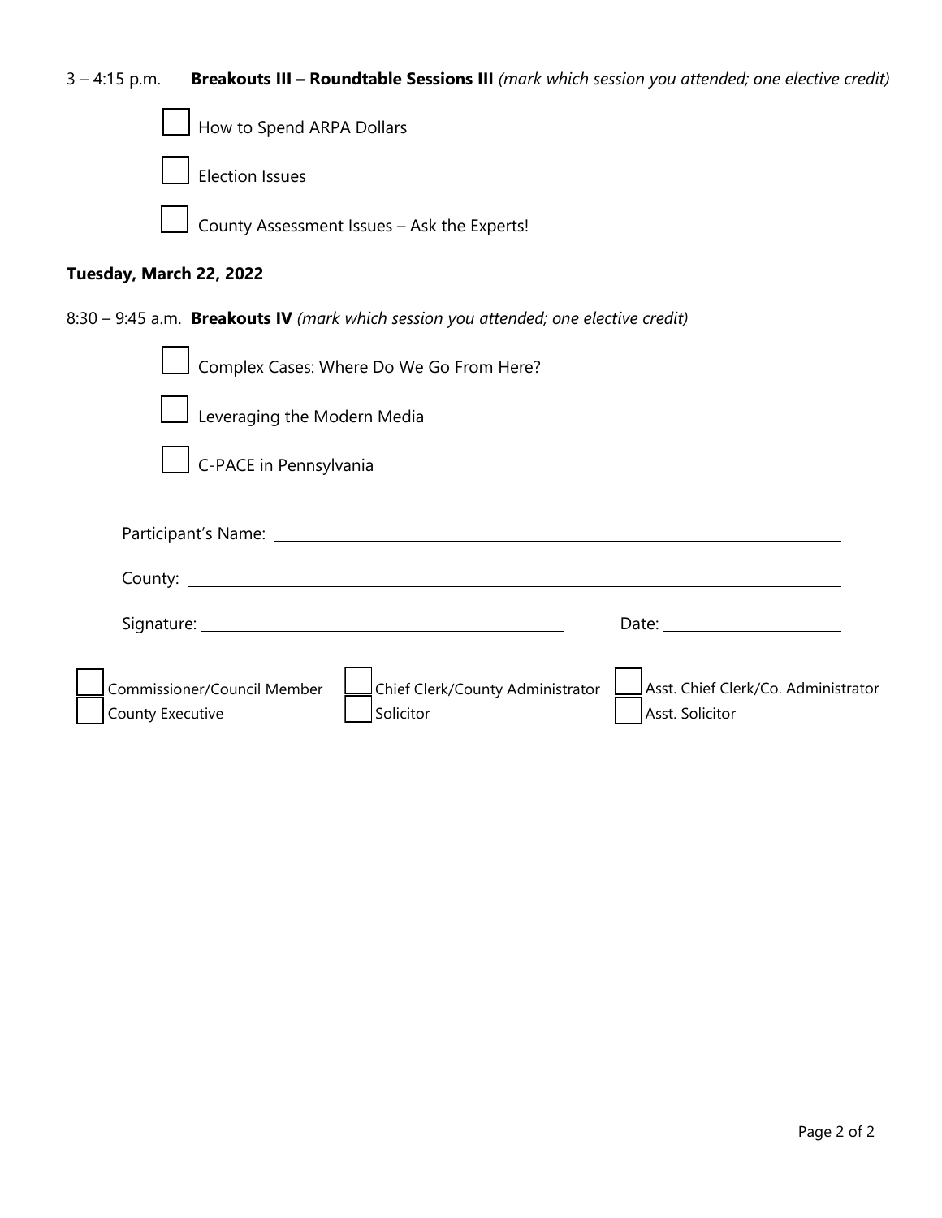3 – 4:15 p.m. **Breakouts III – Roundtable Sessions III** *(mark which session you attended; one elective credit)*

- [ ] How to Spend ARPA Dollars
- [ ] Election Issues
- [ ] County Assessment Issues – Ask the Experts!

**Tuesday, March 22, 2022**

8:30 – 9:45 a.m. **Breakouts IV** *(mark which session you attended; one elective credit)*

- [ ] Complex Cases: Where Do We Go From Here?
- [ ] Leveraging the Modern Media
- [ ] C-PACE in Pennsylvania

Participant's Name: ______________________________________________

County: ______________________________________________

Signature: ______________________________ Date: ____________________

- [ ] Commissioner/Council Member
- [ ] County Executive
- [ ] Chief Clerk/County Administrator
- [ ] Solicitor
- [ ] Asst. Chief Clerk/Co. Administrator
- [ ] Asst. Solicitor